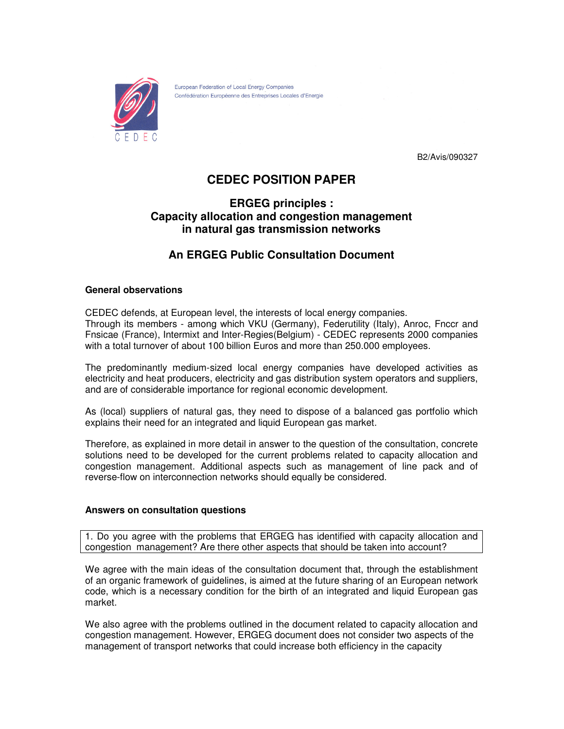European Federation of Local Energy Companies
Confédération Européenne des Entreprises Locales d'Energie

B2/Avis/090327

# CEDEC POSITION PAPER

## ERGEG principles : Capacity allocation and congestion management in natural gas transmission networks

## An ERGEG Public Consultation Document

**General observations**

CEDEC defends, at European level, the interests of local energy companies.
Through its members - among which VKU (Germany), Federutility (Italy), Anroc, Fnccr and Fnsicae (France), Intermixt and Inter-Regies(Belgium) - CEDEC represents 2000 companies with a total turnover of about 100 billion Euros and more than 250.000 employees.

The predominantly medium-sized local energy companies have developed activities as electricity and heat producers, electricity and gas distribution system operators and suppliers, and are of considerable importance for regional economic development.

As (local) suppliers of natural gas, they need to dispose of a balanced gas portfolio which explains their need for an integrated and liquid European gas market.

Therefore, as explained in more detail in answer to the question of the consultation, concrete solutions need to be developed for the current problems related to capacity allocation and congestion management. Additional aspects such as management of line pack and of reverse-flow on interconnection networks should equally be considered.

**Answers on consultation questions**

1. Do you agree with the problems that ERGEG has identified with capacity allocation and congestion management? Are there other aspects that should be taken into account?

We agree with the main ideas of the consultation document that, through the establishment of an organic framework of guidelines, is aimed at the future sharing of an European network code, which is a necessary condition for the birth of an integrated and liquid European gas market.

We also agree with the problems outlined in the document related to capacity allocation and congestion management. However, ERGEG document does not consider two aspects of the management of transport networks that could increase both efficiency in the capacity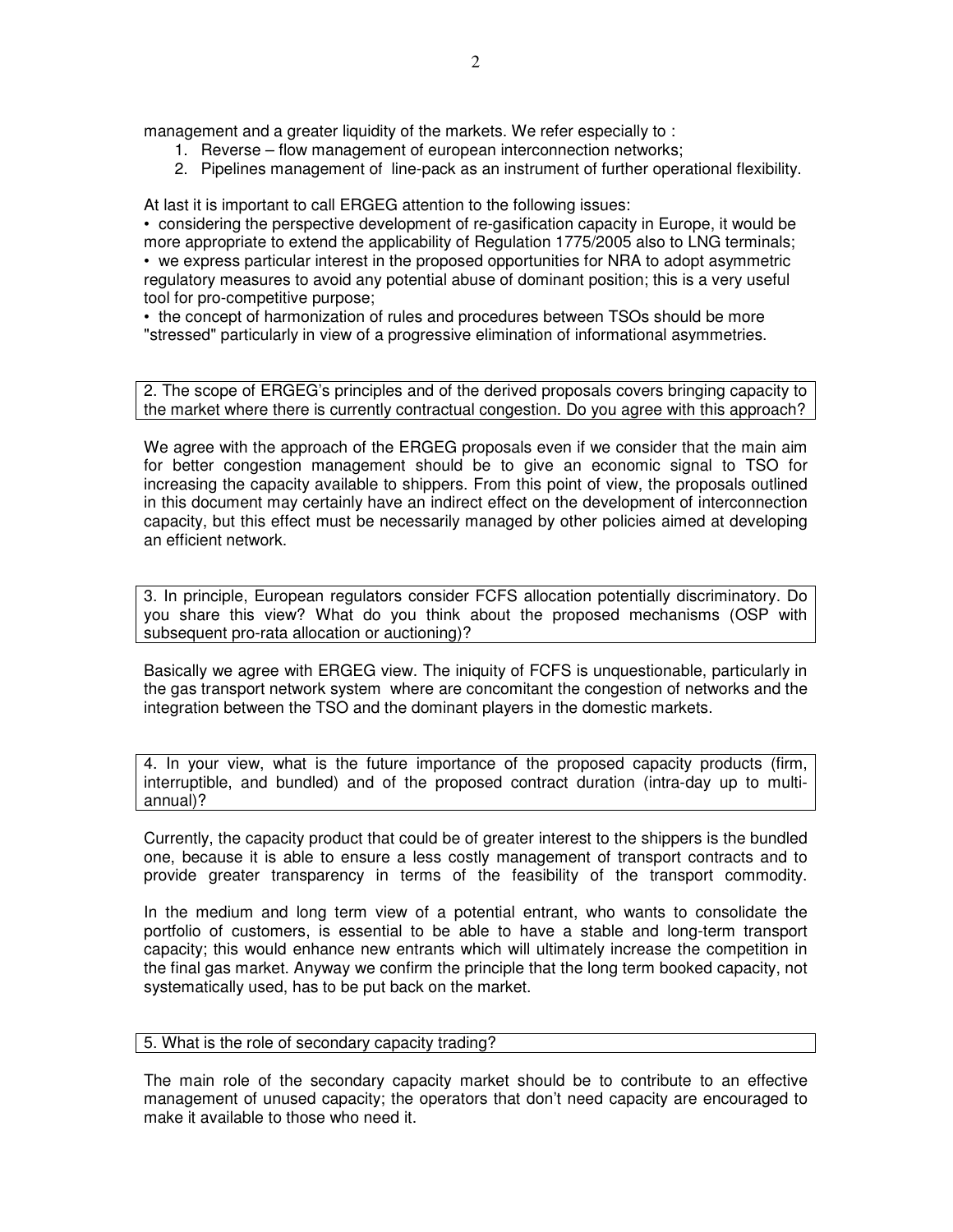management and a greater liquidity of the markets. We refer especially to :

1. Reverse – flow management of european interconnection networks;
2. Pipelines management of line-pack as an instrument of further operational flexibility.

At last it is important to call ERGEG attention to the following issues:

• considering the perspective development of re-gasification capacity in Europe, it would be more appropriate to extend the applicability of Regulation 1775/2005 also to LNG terminals;
• we express particular interest in the proposed opportunities for NRA to adopt asymmetric regulatory measures to avoid any potential abuse of dominant position; this is a very useful tool for pro-competitive purpose;
• the concept of harmonization of rules and procedures between TSOs should be more "stressed" particularly in view of a progressive elimination of informational asymmetries.

**2. The scope of ERGEG's principles and of the derived proposals covers bringing capacity to the market where there is currently contractual congestion. Do you agree with this approach?**

We agree with the approach of the ERGEG proposals even if we consider that the main aim for better congestion management should be to give an economic signal to TSO for increasing the capacity available to shippers. From this point of view, the proposals outlined in this document may certainly have an indirect effect on the development of interconnection capacity, but this effect must be necessarily managed by other policies aimed at developing an efficient network.

**3. In principle, European regulators consider FCFS allocation potentially discriminatory. Do you share this view? What do you think about the proposed mechanisms (OSP with subsequent pro-rata allocation or auctioning)?**

Basically we agree with ERGEG view. The iniquity of FCFS is unquestionable, particularly in the gas transport network system where are concomitant the congestion of networks and the integration between the TSO and the dominant players in the domestic markets.

**4. In your view, what is the future importance of the proposed capacity products (firm, interruptible, and bundled) and of the proposed contract duration (intra-day up to multi-annual)?**

Currently, the capacity product that could be of greater interest to the shippers is the bundled one, because it is able to ensure a less costly management of transport contracts and to provide greater transparency in terms of the feasibility of the transport commodity.

In the medium and long term view of a potential entrant, who wants to consolidate the portfolio of customers, is essential to be able to have a stable and long-term transport capacity; this would enhance new entrants which will ultimately increase the competition in the final gas market. Anyway we confirm the principle that the long term booked capacity, not systematically used, has to be put back on the market.

**5. What is the role of secondary capacity trading?**

The main role of the secondary capacity market should be to contribute to an effective management of unused capacity; the operators that don't need capacity are encouraged to make it available to those who need it.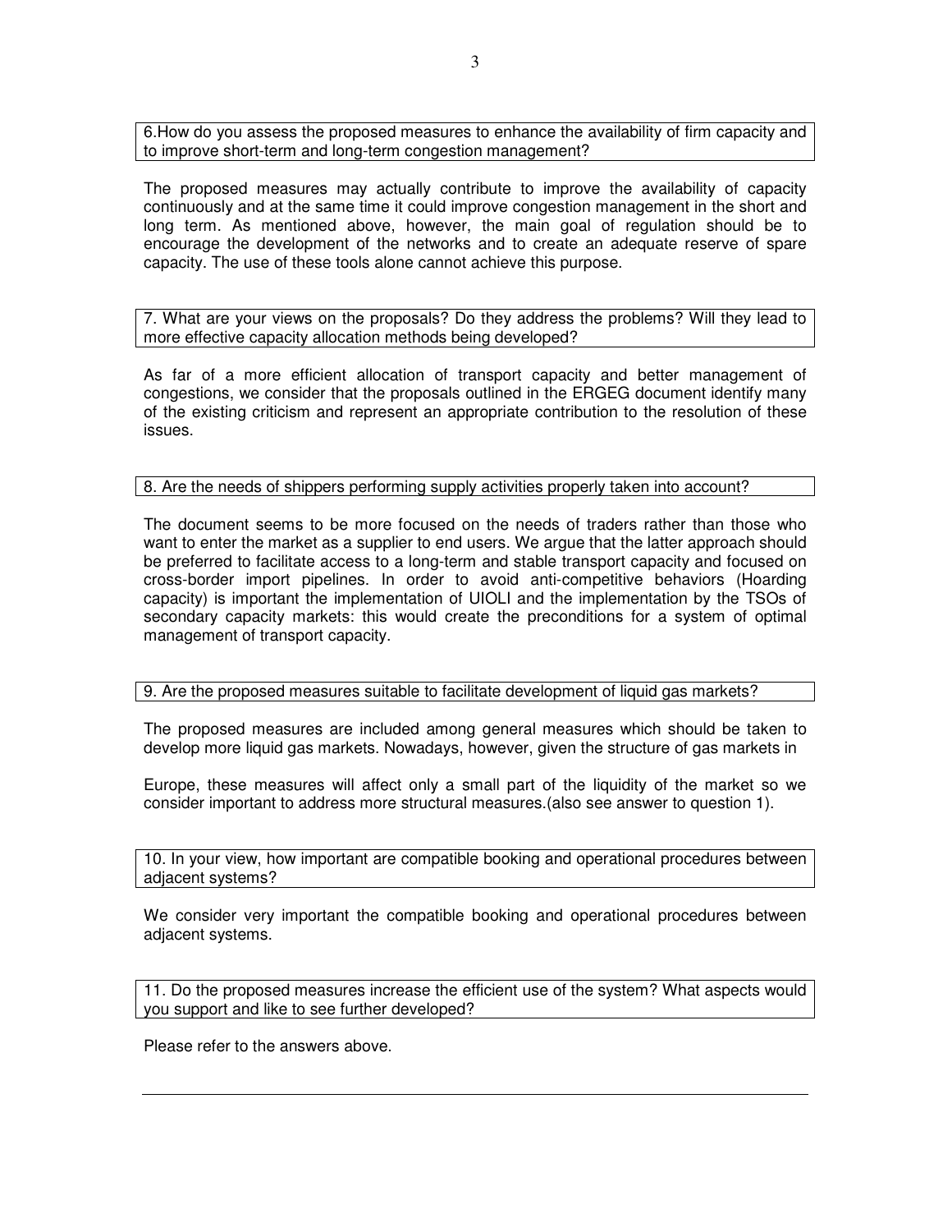6.How do you assess the proposed measures to enhance the availability of firm capacity and to improve short-term and long-term congestion management?

The proposed measures may actually contribute to improve the availability of capacity continuously and at the same time it could improve congestion management in the short and long term. As mentioned above, however, the main goal of regulation should be to encourage the development of the networks and to create an adequate reserve of spare capacity. The use of these tools alone cannot achieve this purpose.

7. What are your views on the proposals? Do they address the problems? Will they lead to more effective capacity allocation methods being developed?

As far of a more efficient allocation of transport capacity and better management of congestions, we consider that the proposals outlined in the ERGEG document identify many of the existing criticism and represent an appropriate contribution to the resolution of these issues.

8. Are the needs of shippers performing supply activities properly taken into account?

The document seems to be more focused on the needs of traders rather than those who want to enter the market as a supplier to end users. We argue that the latter approach should be preferred to facilitate access to a long-term and stable transport capacity and focused on cross-border import pipelines. In order to avoid anti-competitive behaviors (Hoarding capacity) is important the implementation of UIOLI and the implementation by the TSOs of secondary capacity markets: this would create the preconditions for a system of optimal management of transport capacity.

9. Are the proposed measures suitable to facilitate development of liquid gas markets?

The proposed measures are included among general measures which should be taken to develop more liquid gas markets. Nowadays, however, given the structure of gas markets in Europe, these measures will affect only a small part of the liquidity of the market so we consider important to address more structural measures.(also see answer to question 1).

10. In your view, how important are compatible booking and operational procedures between adjacent systems?

We consider very important the compatible booking and operational procedures between adjacent systems.

11. Do the proposed measures increase the efficient use of the system? What aspects would you support and like to see further developed?

Please refer to the answers above.